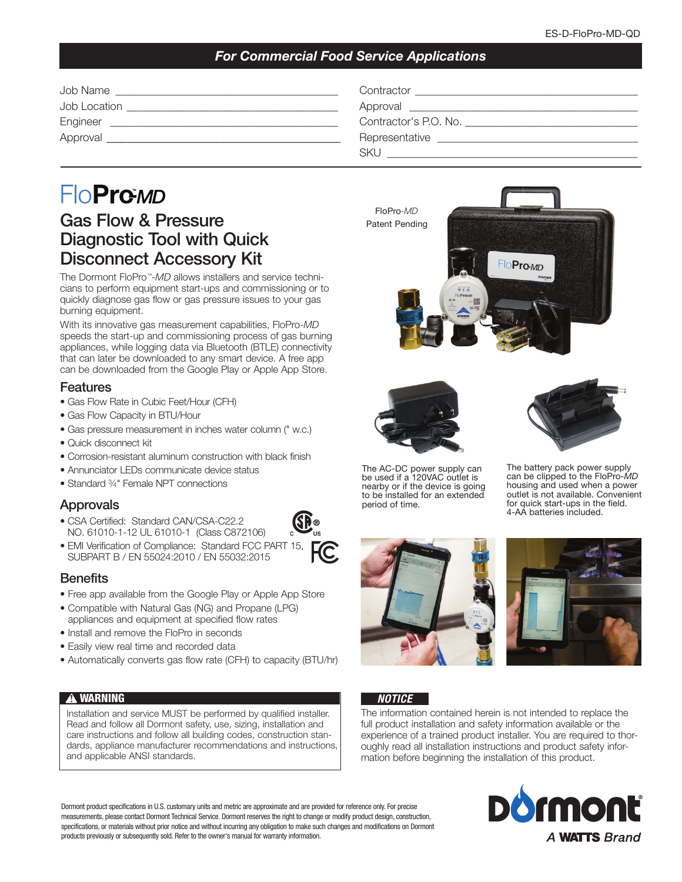ES-D-FloPro-MD-QD

**For Commercial Food Service Applications**

Job Name ______________________________________

Job Location ______________________________________

Engineer ______________________________________

Approval ______________________________________

Contractor ______________________________________

Approval ______________________________________

Contractor's P.O. No. ______________________________________

Representative ______________________________________

SKU ______________________________________

# FloPro™-*MD*

## Gas Flow & Pressure Diagnostic Tool with Quick Disconnect Accessory Kit

The Dormont FloPro™-*MD* allows installers and service technicians to perform equipment start-ups and commissioning or to quickly diagnose gas flow or gas pressure issues to your gas burning equipment.

With its innovative gas measurement capabilities, FloPro-*MD* speeds the start-up and commissioning process of gas burning appliances, while logging data via Bluetooth (BTLE) connectivity that can later be downloaded to any smart device. A free app can be downloaded from the Google Play or Apple App Store.

### Features

- Gas Flow Rate in Cubic Feet/Hour (CFH)
- Gas Flow Capacity in BTU/Hour
- Gas pressure measurement in inches water column (" w.c.)
- Quick disconnect kit
- Corrosion-resistant aluminum construction with black finish
- Annunciator LEDs communicate device status
- Standard ¾" Female NPT connections

### Approvals

- CSA Certified: Standard CAN/CSA-C22.2 NO. 61010-1-12 UL 61010-1 (Class C872106)
- EMI Verification of Compliance: Standard FCC PART 15, SUBPART B / EN 55024:2010 / EN 55032:2015

### Benefits

- Free app available from the Google Play or Apple App Store
- Compatible with Natural Gas (NG) and Propane (LPG) appliances and equipment at specified flow rates
- Install and remove the FloPro in seconds
- Easily view real time and recorded data
- Automatically converts gas flow rate (CFH) to capacity (BTU/hr)

FloPro-*MD*
Patent Pending

The AC-DC power supply can be used if a 120VAC outlet is nearby or if the device is going to be installed for an extended period of time.

The battery pack power supply can be clipped to the FloPro-*MD* housing and used when a power outlet is not available. Convenient for quick start-ups in the field. 4-AA batteries included.

**⚠ WARNING**

Installation and service MUST be performed by qualified installer. Read and follow all Dormont safety, use, sizing, installation and care instructions and follow all building codes, construction standards, appliance manufacturer recommendations and instructions, and applicable ANSI standards.

***NOTICE***

The information contained herein is not intended to replace the full product installation and safety information available or the experience of a trained product installer. You are required to thoroughly read all installation instructions and product safety information before beginning the installation of this product.

Dormont product specifications in U.S. customary units and metric are approximate and are provided for reference only. For precise measurements, please contact Dormont Technical Service. Dormont reserves the right to change or modify product design, construction, specifications, or materials without prior notice and without incurring any obligation to make such changes and modifications on Dormont products previously or subsequently sold. Refer to the owner's manual for warranty information.

Dormont® *A WATTS Brand*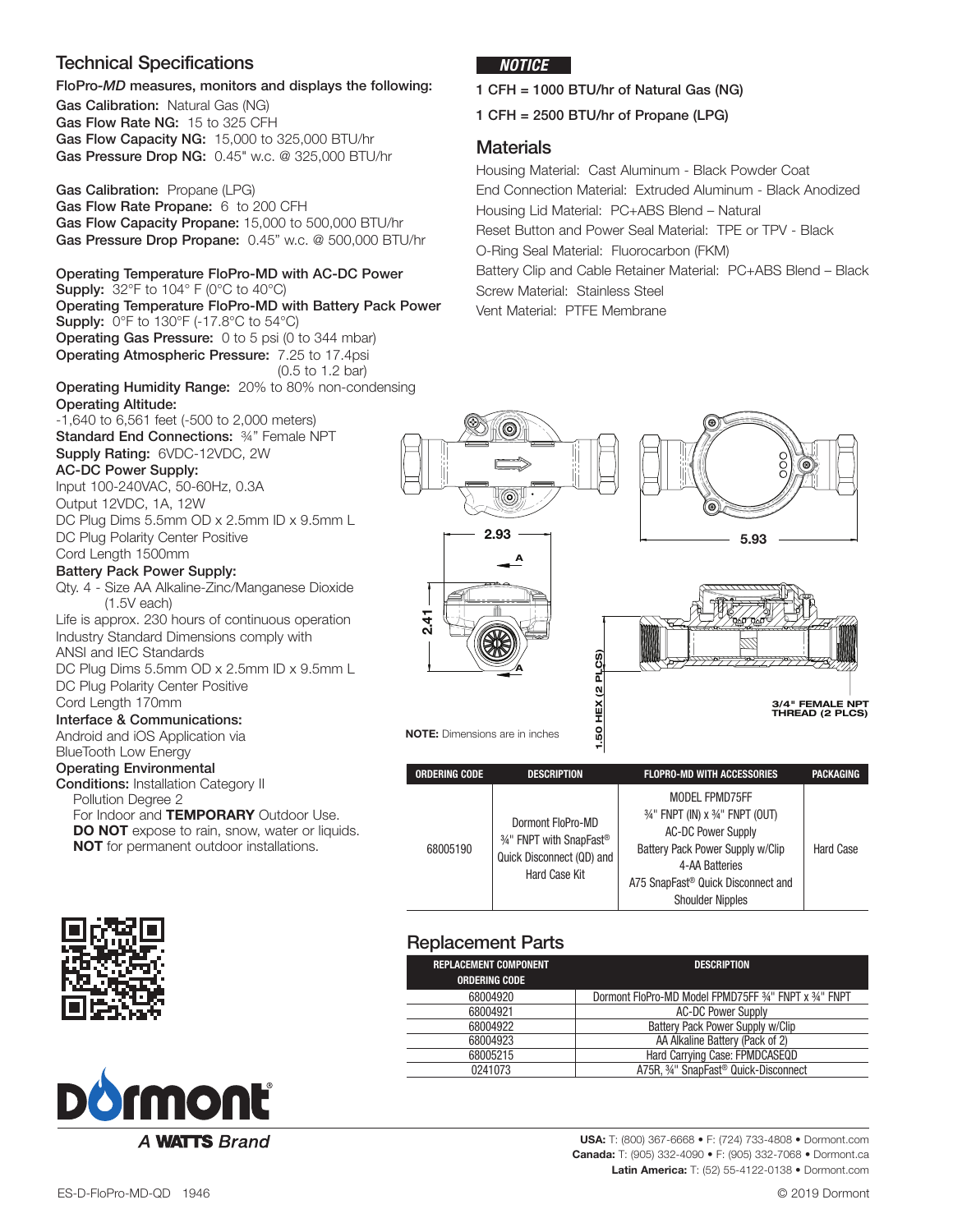## Technical Specifications

**FloPro-*MD* measures, monitors and displays the following:**

**Gas Calibration:** Natural Gas (NG)
**Gas Flow Rate NG:** 15 to 325 CFH
**Gas Flow Capacity NG:** 15,000 to 325,000 BTU/hr
**Gas Pressure Drop NG:** 0.45" w.c. @ 325,000 BTU/hr

**Gas Calibration:** Propane (LPG)
**Gas Flow Rate Propane:** 6 to 200 CFH
**Gas Flow Capacity Propane:** 15,000 to 500,000 BTU/hr
**Gas Pressure Drop Propane:** 0.45" w.c. @ 500,000 BTU/hr

**Operating Temperature FloPro-MD with AC-DC Power Supply:** 32°F to 104° F (0°C to 40°C)
**Operating Temperature FloPro-MD with Battery Pack Power Supply:** 0°F to 130°F (-17.8°C to 54°C)
**Operating Gas Pressure:** 0 to 5 psi (0 to 344 mbar)
**Operating Atmospheric Pressure:** 7.25 to 17.4psi (0.5 to 1.2 bar)
**Operating Humidity Range:** 20% to 80% non-condensing
**Operating Altitude:**
-1,640 to 6,561 feet (-500 to 2,000 meters)
**Standard End Connections:** ¾" Female NPT
**Supply Rating:** 6VDC-12VDC, 2W
**AC-DC Power Supply:**
Input 100-240VAC, 50-60Hz, 0.3A
Output 12VDC, 1A, 12W
DC Plug Dims 5.5mm OD x 2.5mm ID x 9.5mm L
DC Plug Polarity Center Positive
Cord Length 1500mm
**Battery Pack Power Supply:**
Qty. 4 - Size AA Alkaline-Zinc/Manganese Dioxide (1.5V each)
Life is approx. 230 hours of continuous operation
Industry Standard Dimensions comply with ANSI and IEC Standards
DC Plug Dims 5.5mm OD x 2.5mm ID x 9.5mm L
DC Plug Polarity Center Positive
Cord Length 170mm
**Interface & Communications:**
Android and iOS Application via BlueTooth Low Energy
**Operating Environmental Conditions:** Installation Category II
Pollution Degree 2
For Indoor and **TEMPORARY** Outdoor Use.
**DO NOT** expose to rain, snow, water or liquids.
**NOT** for permanent outdoor installations.

***NOTICE***

**1 CFH = 1000 BTU/hr of Natural Gas (NG)**

**1 CFH = 2500 BTU/hr of Propane (LPG)**

## Materials

Housing Material: Cast Aluminum - Black Powder Coat
End Connection Material: Extruded Aluminum - Black Anodized
Housing Lid Material: PC+ABS Blend – Natural
Reset Button and Power Seal Material: TPE or TPV - Black
O-Ring Seal Material: Fluorocarbon (FKM)
Battery Clip and Cable Retainer Material: PC+ABS Blend – Black
Screw Material: Stainless Steel
Vent Material: PTFE Membrane

2.93
5.93
2.41
A
1.50 HEX (2 PLCS)
3/4" FEMALE NPT THREAD (2 PLCS)

**NOTE:** Dimensions are in inches

| ORDERING CODE | DESCRIPTION | FLOPRO-MD WITH ACCESSORIES | PACKAGING |
|---|---|---|---|
| 68005190 | Dormont FloPro-MD ¾" FNPT with SnapFast® Quick Disconnect (QD) and Hard Case Kit | MODEL FPMD75FF ¾" FNPT (IN) x ¾" FNPT (OUT) AC-DC Power Supply Battery Pack Power Supply w/Clip 4-AA Batteries A75 SnapFast® Quick Disconnect and Shoulder Nipples | Hard Case |

## Replacement Parts

| REPLACEMENT COMPONENT ORDERING CODE | DESCRIPTION |
|---|---|
| 68004920 | Dormont FloPro-MD Model FPMD75FF ¾" FNPT x ¾" FNPT |
| 68004921 | AC-DC Power Supply |
| 68004922 | Battery Pack Power Supply w/Clip |
| 68004923 | AA Alkaline Battery (Pack of 2) |
| 68005215 | Hard Carrying Case: FPMDCASEQD |
| 0241073 | A75R, ¾" SnapFast® Quick-Disconnect |

Dormont®
*A WATTS Brand*

**USA:** T: (800) 367-6668 • F: (724) 733-4808 • Dormont.com
**Canada:** T: (905) 332-4090 • F: (905) 332-7068 • Dormont.ca
**Latin America:** T: (52) 55-4122-0138 • Dormont.com

ES-D-FloPro-MD-QD 1946

© 2019 Dormont